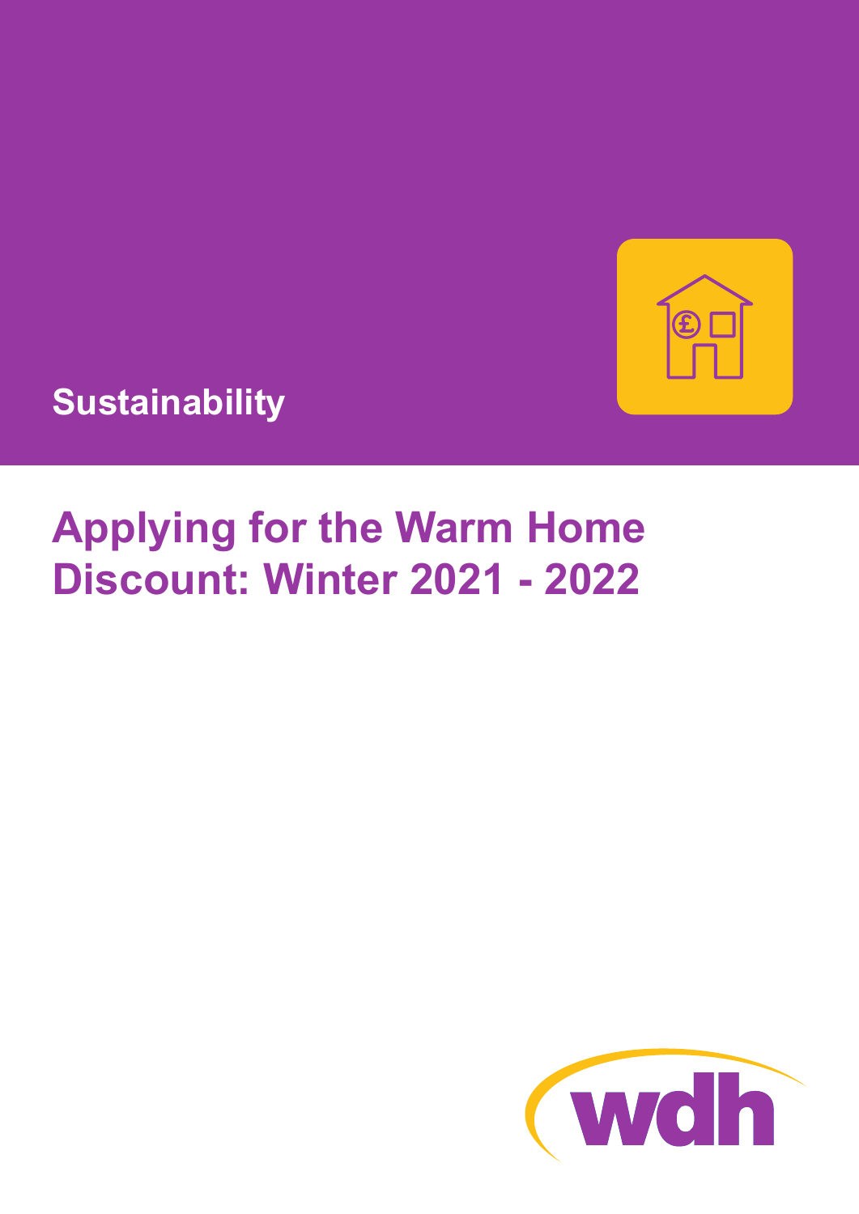Sustainability

# Applying for the Warm Home Discount: Winter 2021 - 2022

wdh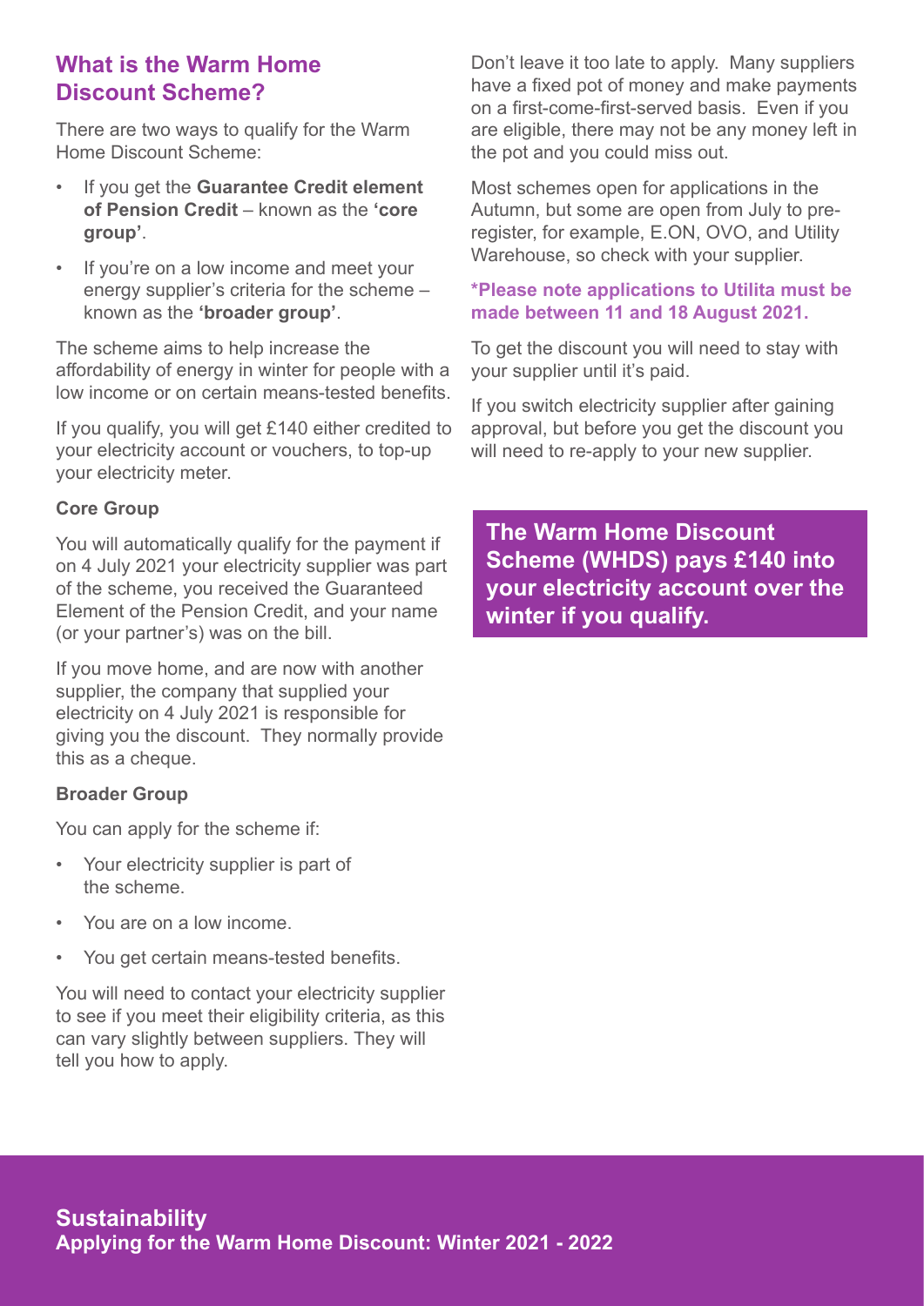## What is the Warm Home Discount Scheme?

There are two ways to qualify for the Warm Home Discount Scheme:

- If you get the **Guarantee Credit element of Pension Credit** – known as the **'core group'**.
- If you're on a low income and meet your energy supplier's criteria for the scheme – known as the **'broader group'**.

The scheme aims to help increase the affordability of energy in winter for people with a low income or on certain means-tested benefits.

If you qualify, you will get £140 either credited to your electricity account or vouchers, to top-up your electricity meter.

### Core Group

You will automatically qualify for the payment if on 4 July 2021 your electricity supplier was part of the scheme, you received the Guaranteed Element of the Pension Credit, and your name (or your partner's) was on the bill.

If you move home, and are now with another supplier, the company that supplied your electricity on 4 July 2021 is responsible for giving you the discount. They normally provide this as a cheque.

### Broader Group

You can apply for the scheme if:

- Your electricity supplier is part of the scheme.
- You are on a low income.
- You get certain means-tested benefits.

You will need to contact your electricity supplier to see if you meet their eligibility criteria, as this can vary slightly between suppliers. They will tell you how to apply.

Don't leave it too late to apply. Many suppliers have a fixed pot of money and make payments on a first-come-first-served basis. Even if you are eligible, there may not be any money left in the pot and you could miss out.

Most schemes open for applications in the Autumn, but some are open from July to pre-register, for example, E.ON, OVO, and Utility Warehouse, so check with your supplier.

**\*Please note applications to Utilita must be made between 11 and 18 August 2021.**

To get the discount you will need to stay with your supplier until it's paid.

If you switch electricity supplier after gaining approval, but before you get the discount you will need to re-apply to your new supplier.

**The Warm Home Discount Scheme (WHDS) pays £140 into your electricity account over the winter if you qualify.**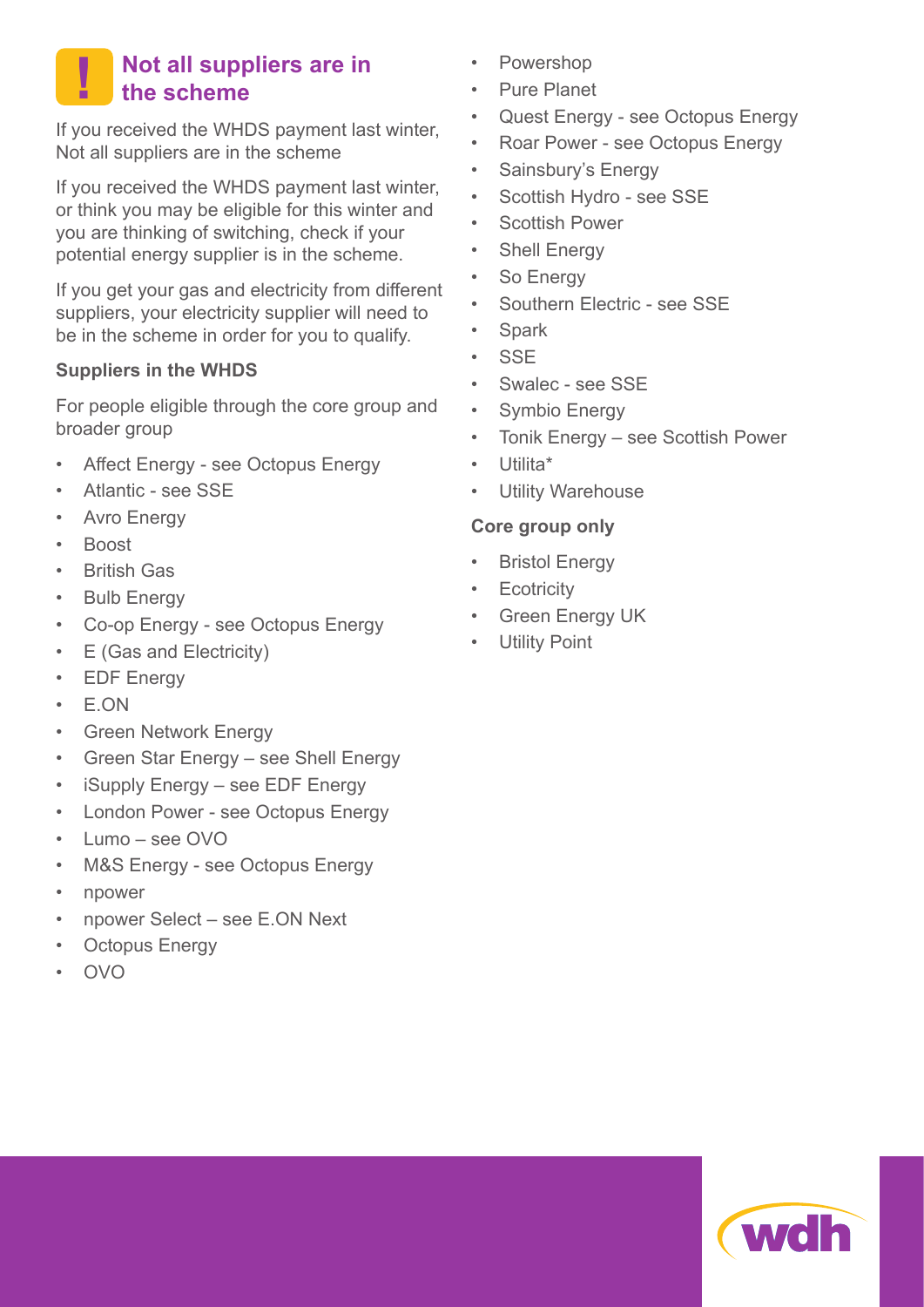## Not all suppliers are in the scheme

If you received the WHDS payment last winter, Not all suppliers are in the scheme

If you received the WHDS payment last winter, or think you may be eligible for this winter and you are thinking of switching, check if your potential energy supplier is in the scheme.

If you get your gas and electricity from different suppliers, your electricity supplier will need to be in the scheme in order for you to qualify.

**Suppliers in the WHDS**

For people eligible through the core group and broader group

- Affect Energy - see Octopus Energy
- Atlantic - see SSE
- Avro Energy
- Boost
- British Gas
- Bulb Energy
- Co-op Energy - see Octopus Energy
- E (Gas and Electricity)
- EDF Energy
- E.ON
- Green Network Energy
- Green Star Energy – see Shell Energy
- iSupply Energy – see EDF Energy
- London Power - see Octopus Energy
- Lumo – see OVO
- M&S Energy - see Octopus Energy
- npower
- npower Select – see E.ON Next
- Octopus Energy
- OVO
- Powershop
- Pure Planet
- Quest Energy - see Octopus Energy
- Roar Power - see Octopus Energy
- Sainsbury's Energy
- Scottish Hydro - see SSE
- Scottish Power
- Shell Energy
- So Energy
- Southern Electric - see SSE
- Spark
- SSE
- Swalec - see SSE
- Symbio Energy
- Tonik Energy – see Scottish Power
- Utilita*
- Utility Warehouse

**Core group only**

- Bristol Energy
- Ecotricity
- Green Energy UK
- Utility Point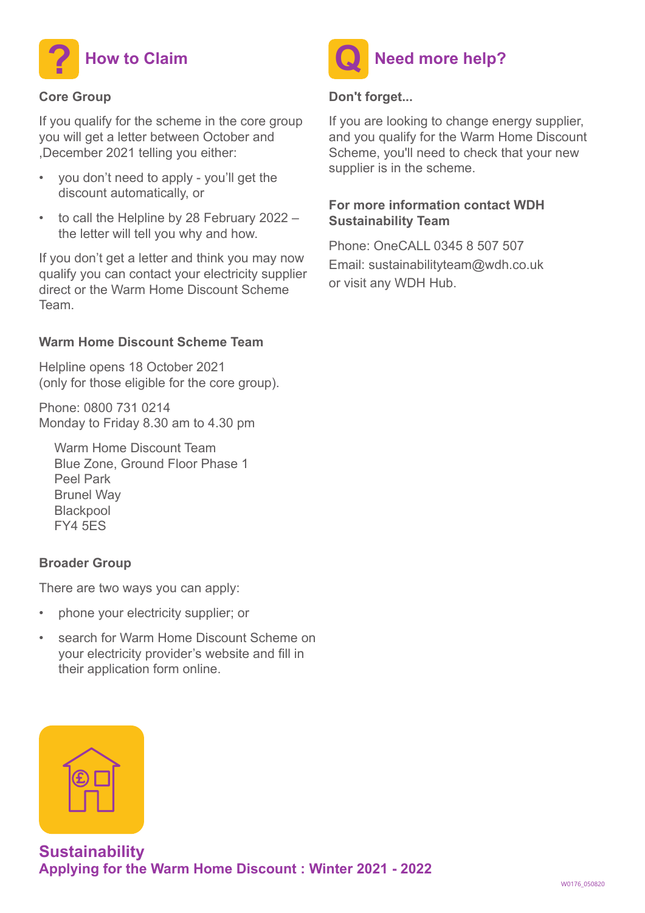## How to Claim

### Core Group

If you qualify for the scheme in the core group you will get a letter between October and ,December 2021 telling you either:

- you don't need to apply - you'll get the discount automatically, or
- to call the Helpline by 28 February 2022 – the letter will tell you why and how.

If you don't get a letter and think you may now qualify you can contact your electricity supplier direct or the Warm Home Discount Scheme Team.

### Warm Home Discount Scheme Team

Helpline opens 18 October 2021
(only for those eligible for the core group).

Phone: 0800 731 0214
Monday to Friday 8.30 am to 4.30 pm

Warm Home Discount Team
Blue Zone, Ground Floor Phase 1
Peel Park
Brunel Way
Blackpool
FY4 5ES

### Broader Group

There are two ways you can apply:

- phone your electricity supplier; or
- search for Warm Home Discount Scheme on your electricity provider's website and fill in their application form online.

## Need more help?

### Don't forget...

If you are looking to change energy supplier, and you qualify for the Warm Home Discount Scheme, you'll need to check that your new supplier is in the scheme.

### For more information contact WDH Sustainability Team

Phone: OneCALL 0345 8 507 507
Email: sustainabilityteam@wdh.co.uk
or visit any WDH Hub.

**Sustainability**
**Applying for the Warm Home Discount : Winter 2021 - 2022**

W0176_050820